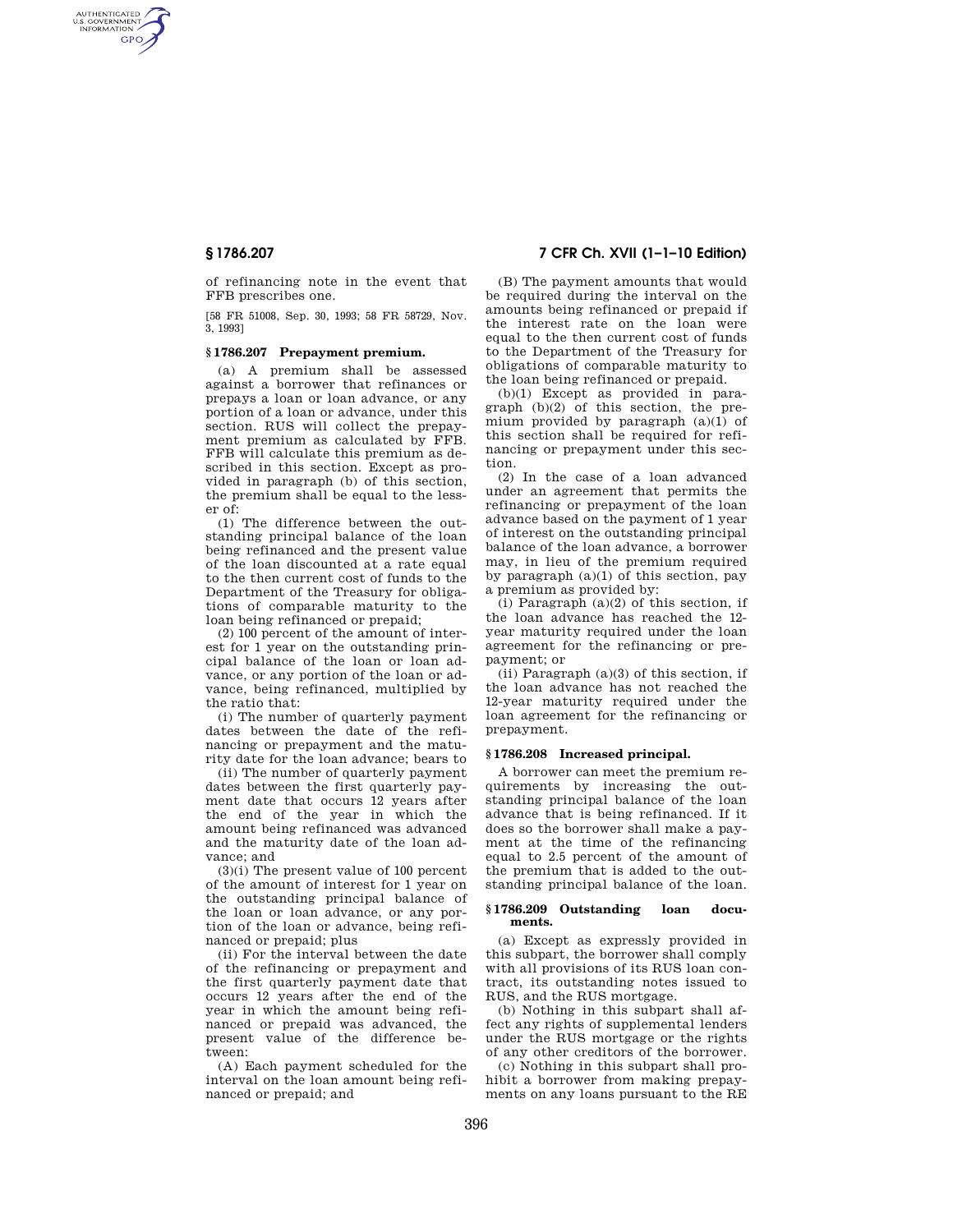of refinancing note in the event that FFB prescribes one.

[58 FR 51008, Sep. 30, 1993; 58 FR 58729, Nov. 3, 1993]

### § 1786.207 Prepayment premium.

(a) A premium shall be assessed against a borrower that refinances or prepays a loan or loan advance, or any portion of a loan or advance, under this section. RUS will collect the prepayment premium as calculated by FFB. FFB will calculate this premium as described in this section. Except as provided in paragraph (b) of this section, the premium shall be equal to the lesser of:

(1) The difference between the outstanding principal balance of the loan being refinanced and the present value of the loan discounted at a rate equal to the then current cost of funds to the Department of the Treasury for obligations of comparable maturity to the loan being refinanced or prepaid;

(2) 100 percent of the amount of interest for 1 year on the outstanding principal balance of the loan or loan advance, or any portion of the loan or advance, being refinanced, multiplied by the ratio that:

(i) The number of quarterly payment dates between the date of the refinancing or prepayment and the maturity date for the loan advance; bears to

(ii) The number of quarterly payment dates between the first quarterly payment date that occurs 12 years after the end of the year in which the amount being refinanced was advanced and the maturity date of the loan advance; and

(3)(i) The present value of 100 percent of the amount of interest for 1 year on the outstanding principal balance of the loan or loan advance, or any portion of the loan or advance, being refinanced or prepaid; plus

(ii) For the interval between the date of the refinancing or prepayment and the first quarterly payment date that occurs 12 years after the end of the year in which the amount being refinanced or prepaid was advanced, the present value of the difference between:

(A) Each payment scheduled for the interval on the loan amount being refinanced or prepaid; and

(B) The payment amounts that would be required during the interval on the amounts being refinanced or prepaid if the interest rate on the loan were equal to the then current cost of funds to the Department of the Treasury for obligations of comparable maturity to the loan being refinanced or prepaid.

(b)(1) Except as provided in paragraph (b)(2) of this section, the premium provided by paragraph (a)(1) of this section shall be required for refinancing or prepayment under this section.

(2) In the case of a loan advanced under an agreement that permits the refinancing or prepayment of the loan advance based on the payment of 1 year of interest on the outstanding principal balance of the loan advance, a borrower may, in lieu of the premium required by paragraph (a)(1) of this section, pay a premium as provided by:

(i) Paragraph (a)(2) of this section, if the loan advance has reached the 12-year maturity required under the loan agreement for the refinancing or prepayment; or

(ii) Paragraph (a)(3) of this section, if the loan advance has not reached the 12-year maturity required under the loan agreement for the refinancing or prepayment.

### § 1786.208 Increased principal.

A borrower can meet the premium requirements by increasing the outstanding principal balance of the loan advance that is being refinanced. If it does so the borrower shall make a payment at the time of the refinancing equal to 2.5 percent of the amount of the premium that is added to the outstanding principal balance of the loan.

### § 1786.209 Outstanding loan documents.

(a) Except as expressly provided in this subpart, the borrower shall comply with all provisions of its RUS loan contract, its outstanding notes issued to RUS, and the RUS mortgage.

(b) Nothing in this subpart shall affect any rights of supplemental lenders under the RUS mortgage or the rights of any other creditors of the borrower.

(c) Nothing in this subpart shall prohibit a borrower from making prepayments on any loans pursuant to the RE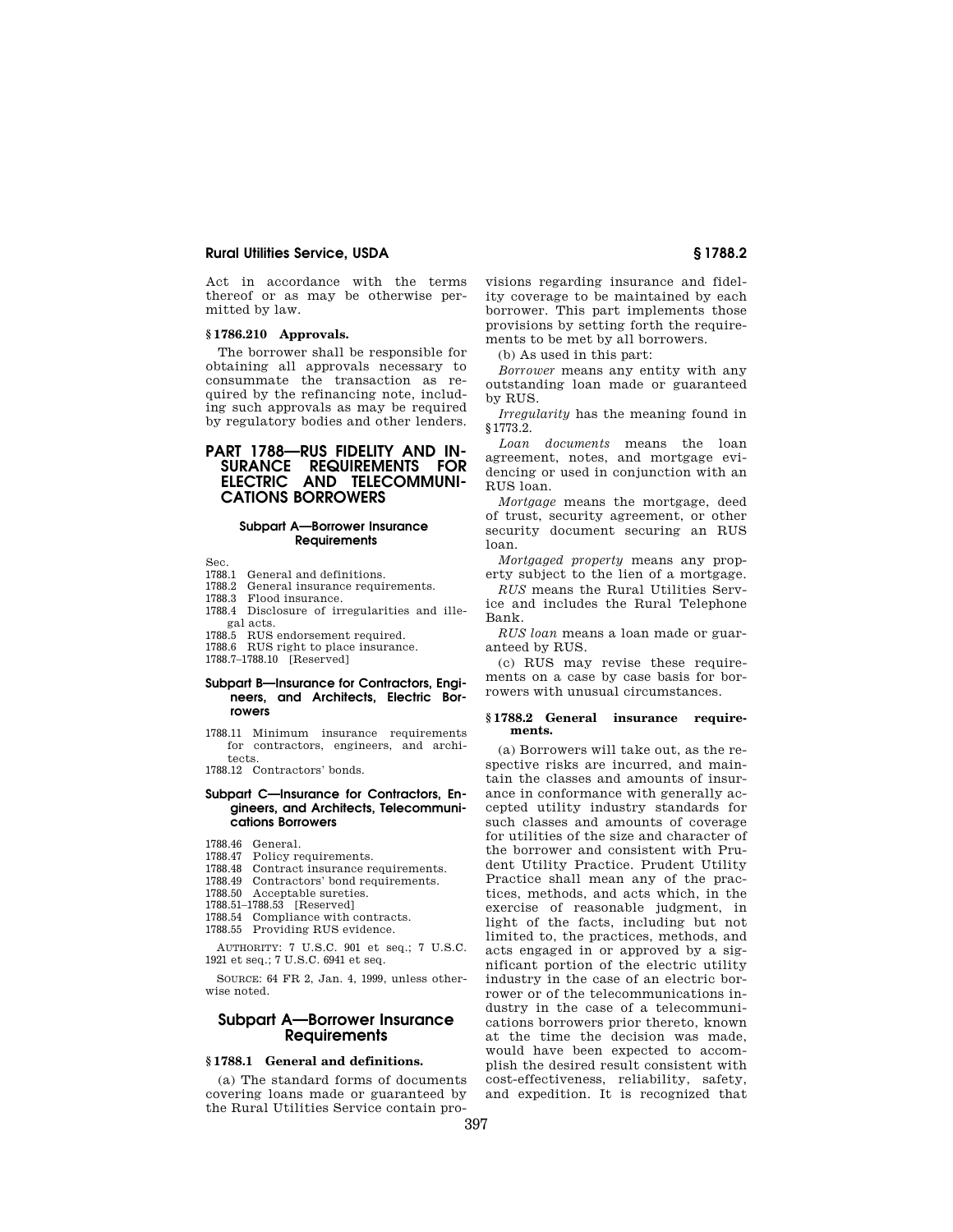Act in accordance with the terms thereof or as may be otherwise permitted by law.

### § 1786.210 Approvals.

The borrower shall be responsible for obtaining all approvals necessary to consummate the transaction as required by the refinancing note, including such approvals as may be required by regulatory bodies and other lenders.

# PART 1788—RUS FIDELITY AND INSURANCE REQUIREMENTS FOR ELECTRIC AND TELECOMMUNICATIONS BORROWERS

#### Subpart A—Borrower Insurance Requirements

Sec.
1788.1 General and definitions.
1788.2 General insurance requirements.
1788.3 Flood insurance.
1788.4 Disclosure of irregularities and illegal acts.
1788.5 RUS endorsement required.
1788.6 RUS right to place insurance.
1788.7–1788.10 [Reserved]

#### Subpart B—Insurance for Contractors, Engineers, and Architects, Electric Borrowers

1788.11 Minimum insurance requirements for contractors, engineers, and architects.
1788.12 Contractors' bonds.

#### Subpart C—Insurance for Contractors, Engineers, and Architects, Telecommunications Borrowers

1788.46 General.
1788.47 Policy requirements.
1788.48 Contract insurance requirements.
1788.49 Contractors' bond requirements.
1788.50 Acceptable sureties.
1788.51–1788.53 [Reserved]
1788.54 Compliance with contracts.
1788.55 Providing RUS evidence.

AUTHORITY: 7 U.S.C. 901 et seq.; 7 U.S.C. 1921 et seq.; 7 U.S.C. 6941 et seq.

SOURCE: 64 FR 2, Jan. 4, 1999, unless otherwise noted.

## Subpart A—Borrower Insurance Requirements

### § 1788.1 General and definitions.

(a) The standard forms of documents covering loans made or guaranteed by the Rural Utilities Service contain provisions regarding insurance and fidelity coverage to be maintained by each borrower. This part implements those provisions by setting forth the requirements to be met by all borrowers.

(b) As used in this part:

*Borrower* means any entity with any outstanding loan made or guaranteed by RUS.

*Irregularity* has the meaning found in §1773.2.

*Loan documents* means the loan agreement, notes, and mortgage evidencing or used in conjunction with an RUS loan.

*Mortgage* means the mortgage, deed of trust, security agreement, or other security document securing an RUS loan.

*Mortgaged property* means any property subject to the lien of a mortgage.

*RUS* means the Rural Utilities Service and includes the Rural Telephone Bank.

*RUS loan* means a loan made or guaranteed by RUS.

(c) RUS may revise these requirements on a case by case basis for borrowers with unusual circumstances.

### § 1788.2 General insurance requirements.

(a) Borrowers will take out, as the respective risks are incurred, and maintain the classes and amounts of insurance in conformance with generally accepted utility industry standards for such classes and amounts of coverage for utilities of the size and character of the borrower and consistent with Prudent Utility Practice. Prudent Utility Practice shall mean any of the practices, methods, and acts which, in the exercise of reasonable judgment, in light of the facts, including but not limited to, the practices, methods, and acts engaged in or approved by a significant portion of the electric utility industry in the case of an electric borrower or of the telecommunications industry in the case of a telecommunications borrowers prior thereto, known at the time the decision was made, would have been expected to accomplish the desired result consistent with cost-effectiveness, reliability, safety, and expedition. It is recognized that